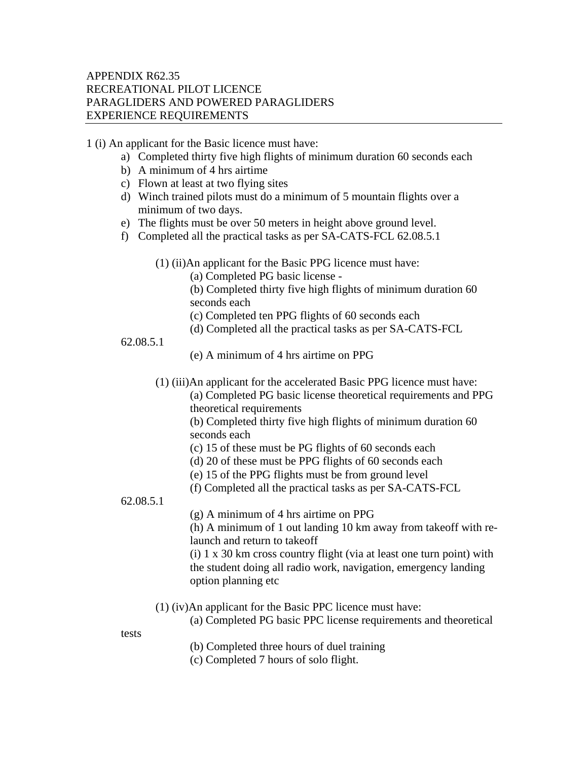APPENDIX R62.35
RECREATIONAL PILOT LICENCE
PARAGLIDERS AND POWERED PARAGLIDERS
EXPERIENCE REQUIREMENTS

---

1 (i) An applicant for the Basic licence must have:

a) Completed thirty five high flights of minimum duration 60 seconds each
b) A minimum of 4 hrs airtime
c) Flown at least at two flying sites
d) Winch trained pilots must do a minimum of 5 mountain flights over a minimum of two days.
e) The flights must be over 50 meters in height above ground level.
f) Completed all the practical tasks as per SA-CATS-FCL 62.08.5.1

(1) (ii)An applicant for the Basic PPG licence must have:

(a) Completed PG basic license -
(b) Completed thirty five high flights of minimum duration 60 seconds each
(c) Completed ten PPG flights of 60 seconds each
(d) Completed all the practical tasks as per SA-CATS-FCL 62.08.5.1
(e) A minimum of 4 hrs airtime on PPG

(1) (iii)An applicant for the accelerated Basic PPG licence must have:

(a) Completed PG basic license theoretical requirements and PPG theoretical requirements
(b) Completed thirty five high flights of minimum duration 60 seconds each
(c) 15 of these must be PG flights of 60 seconds each
(d) 20 of these must be PPG flights of 60 seconds each
(e) 15 of the PPG flights must be from ground level
(f) Completed all the practical tasks as per SA-CATS-FCL 62.08.5.1
(g) A minimum of 4 hrs airtime on PPG
(h) A minimum of 1 out landing 10 km away from takeoff with re-launch and return to takeoff
(i) 1 x 30 km cross country flight (via at least one turn point) with the student doing all radio work, navigation, emergency landing option planning etc

(1) (iv)An applicant for the Basic PPC licence must have:

(a) Completed PG basic PPC license requirements and theoretical tests
(b) Completed three hours of duel training
(c) Completed 7 hours of solo flight.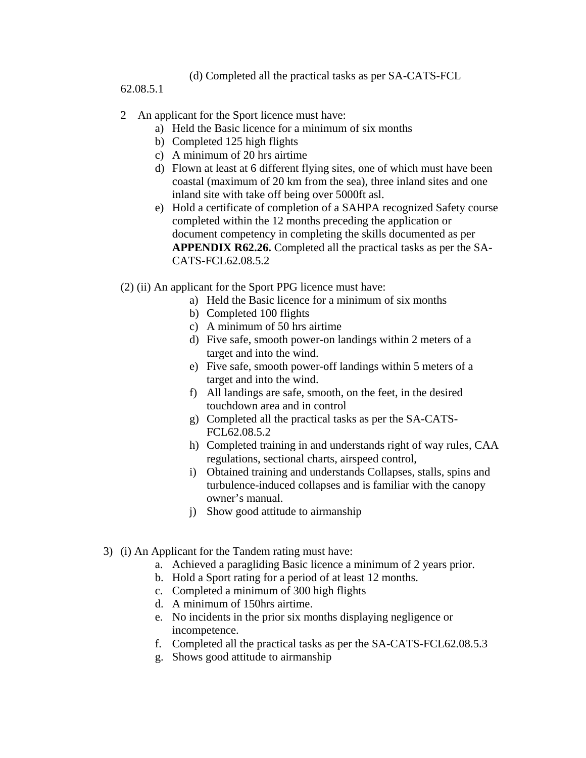(d) Completed all the practical tasks as per SA-CATS-FCL 62.08.5.1

2 An applicant for the Sport licence must have:

a) Held the Basic licence for a minimum of six months
b) Completed 125 high flights
c) A minimum of 20 hrs airtime
d) Flown at least at 6 different flying sites, one of which must have been coastal (maximum of 20 km from the sea), three inland sites and one inland site with take off being over 5000ft asl.
e) Hold a certificate of completion of a SAHPA recognized Safety course completed within the 12 months preceding the application or document competency in completing the skills documented as per **APPENDIX R62.26.** Completed all the practical tasks as per the SA-CATS-FCL62.08.5.2

(2) (ii) An applicant for the Sport PPG licence must have:

a) Held the Basic licence for a minimum of six months
b) Completed 100 flights
c) A minimum of 50 hrs airtime
d) Five safe, smooth power-on landings within 2 meters of a target and into the wind.
e) Five safe, smooth power-off landings within 5 meters of a target and into the wind.
f) All landings are safe, smooth, on the feet, in the desired touchdown area and in control
g) Completed all the practical tasks as per the SA-CATS-FCL62.08.5.2
h) Completed training in and understands right of way rules, CAA regulations, sectional charts, airspeed control,
i) Obtained training and understands Collapses, stalls, spins and turbulence-induced collapses and is familiar with the canopy owner's manual.
j) Show good attitude to airmanship

3) (i) An Applicant for the Tandem rating must have:

a. Achieved a paragliding Basic licence a minimum of 2 years prior.
b. Hold a Sport rating for a period of at least 12 months.
c. Completed a minimum of 300 high flights
d. A minimum of 150hrs airtime.
e. No incidents in the prior six months displaying negligence or incompetence.
f. Completed all the practical tasks as per the SA-CATS-FCL62.08.5.3
g. Shows good attitude to airmanship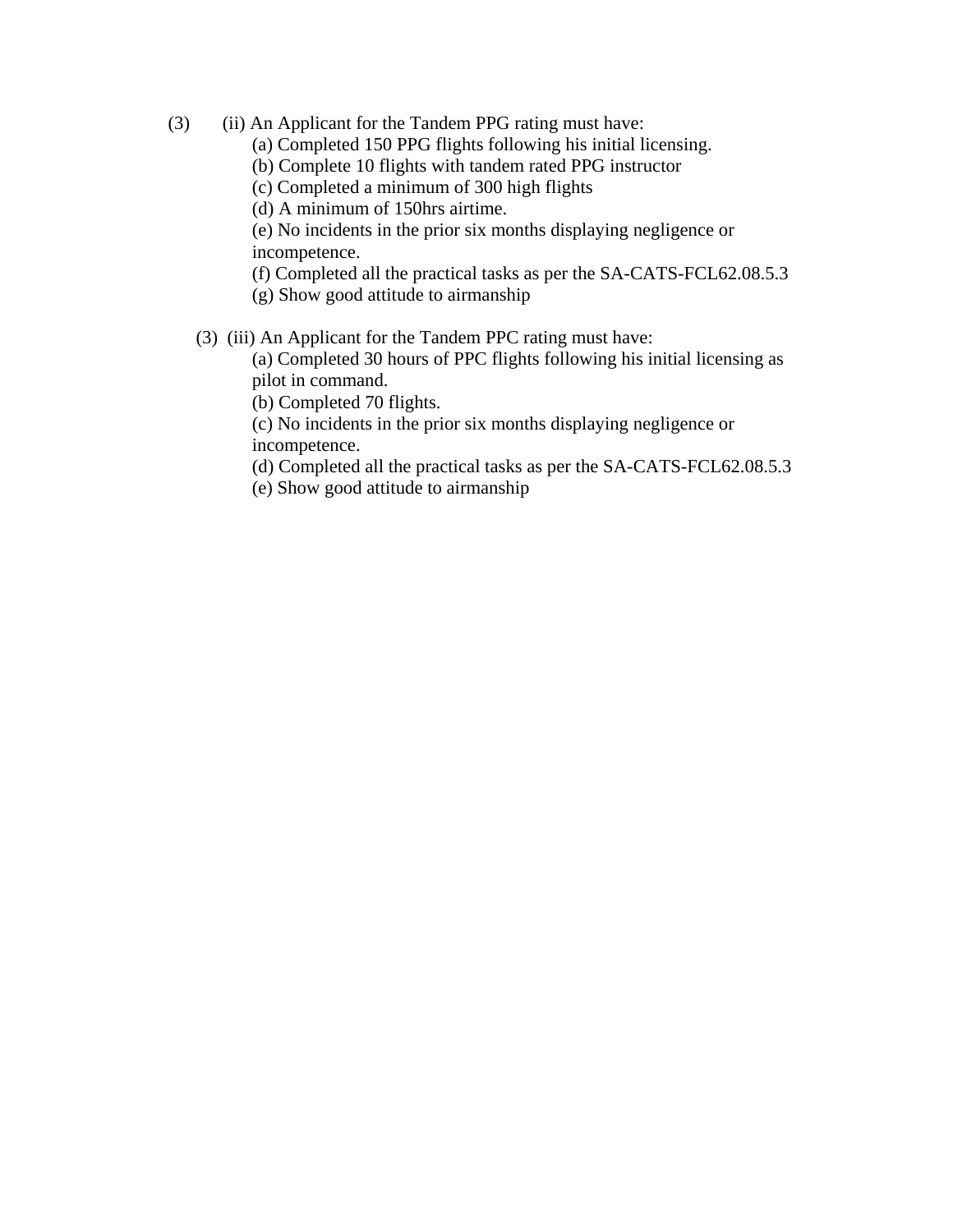(3) (ii) An Applicant for the Tandem PPG rating must have:

(a) Completed 150 PPG flights following his initial licensing.
(b) Complete 10 flights with tandem rated PPG instructor
(c) Completed a minimum of 300 high flights
(d) A minimum of 150hrs airtime.
(e) No incidents in the prior six months displaying negligence or incompetence.
(f) Completed all the practical tasks as per the SA-CATS-FCL62.08.5.3
(g) Show good attitude to airmanship

(3) (iii) An Applicant for the Tandem PPC rating must have:

(a) Completed 30 hours of PPC flights following his initial licensing as pilot in command.
(b) Completed 70 flights.
(c) No incidents in the prior six months displaying negligence or incompetence.
(d) Completed all the practical tasks as per the SA-CATS-FCL62.08.5.3
(e) Show good attitude to airmanship